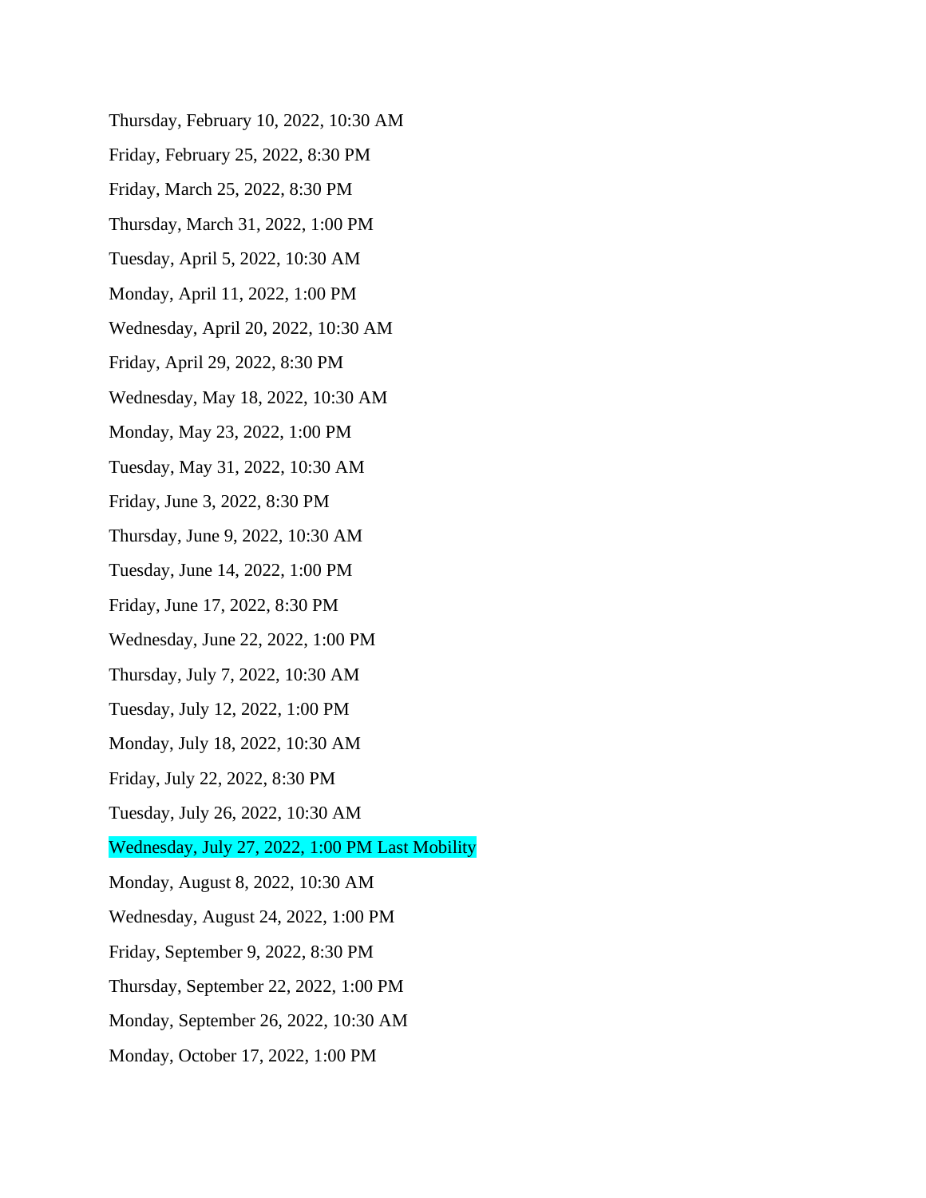Thursday, February 10, 2022, 10:30 AM

Friday, February 25, 2022, 8:30 PM

Friday, March 25, 2022, 8:30 PM

Thursday, March 31, 2022, 1:00 PM

Tuesday, April 5, 2022, 10:30 AM

Monday, April 11, 2022, 1:00 PM

Wednesday, April 20, 2022, 10:30 AM

Friday, April 29, 2022, 8:30 PM

Wednesday, May 18, 2022, 10:30 AM

Monday, May 23, 2022, 1:00 PM

Tuesday, May 31, 2022, 10:30 AM

Friday, June 3, 2022, 8:30 PM

Thursday, June 9, 2022, 10:30 AM

Tuesday, June 14, 2022, 1:00 PM

Friday, June 17, 2022, 8:30 PM

Wednesday, June 22, 2022, 1:00 PM

Thursday, July 7, 2022, 10:30 AM

Tuesday, July 12, 2022, 1:00 PM

Monday, July 18, 2022, 10:30 AM

Friday, July 22, 2022, 8:30 PM

Tuesday, July 26, 2022, 10:30 AM

Wednesday, July 27, 2022, 1:00 PM Last Mobility

Monday, August 8, 2022, 10:30 AM

Wednesday, August 24, 2022, 1:00 PM

Friday, September 9, 2022, 8:30 PM

Thursday, September 22, 2022, 1:00 PM

Monday, September 26, 2022, 10:30 AM

Monday, October 17, 2022, 1:00 PM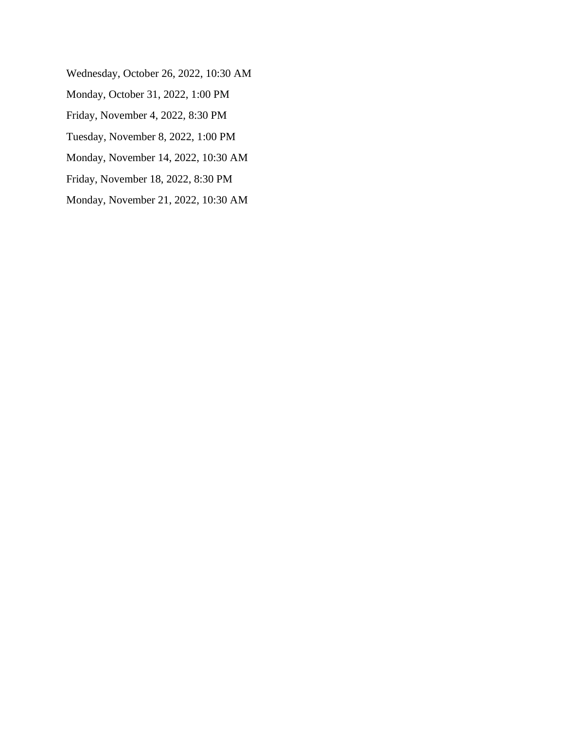Wednesday, October 26, 2022, 10:30 AM

Monday, October 31, 2022, 1:00 PM

Friday, November 4, 2022, 8:30 PM

Tuesday, November 8, 2022, 1:00 PM

Monday, November 14, 2022, 10:30 AM

Friday, November 18, 2022, 8:30 PM

Monday, November 21, 2022, 10:30 AM